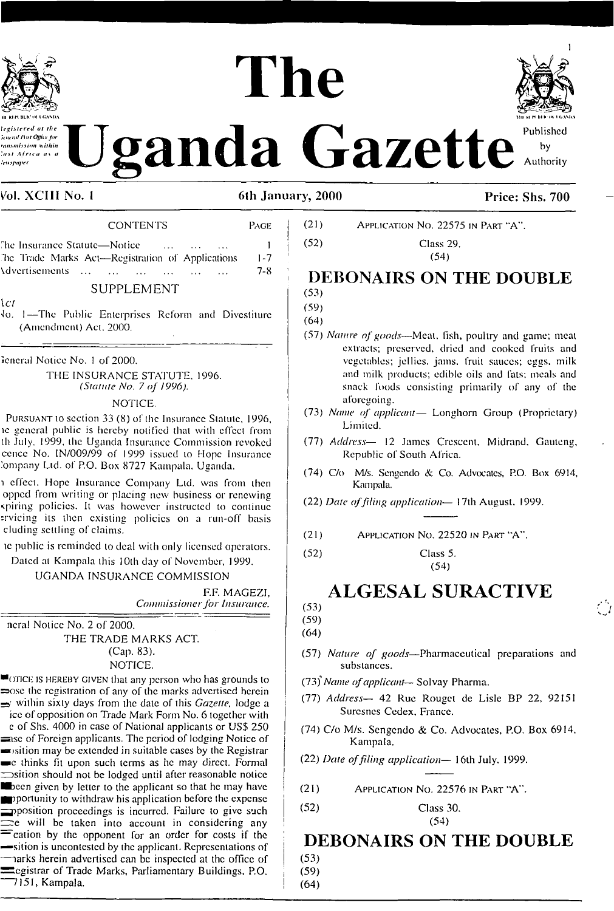# The Uganda Gazette

Registered at the General Post Office for transmission within East Africa as a Newspaper

Published by Authority

Vol. XCIII No. 1 — 6th January, 2000 — Price: Shs. 700

| CONTENTS | PAGE |
|---|---|
| The Insurance Statute—Notice ... ... ... ... | 1 |
| The Trade Marks Act—Registration of Applications | 1-7 |
| Advertisements ... ... ... ... ... ... ... | 7-8 |

SUPPLEMENT

*Act*

No. 1—The Public Enterprises Reform and Divestiture (Amendment) Act, 2000.

---

General Notice No. 1 of 2000.

THE INSURANCE STATUTE, 1996.
*(Statute No. 7 of 1996).*

NOTICE.

PURSUANT to section 33 (8) of the Insurance Statute, 1996, the general public is hereby notified that with effect from 4th July, 1999, the Uganda Insurance Commission revoked Licence No. IN/009/99 of 1999 issued to Hope Insurance Company Ltd. of P.O. Box 8727 Kampala, Uganda.

In effect, Hope Insurance Company Ltd. was from then stopped from writing or placing new business or renewing expiring policies. It was however instructed to continue servicing its then existing policies on a run-off basis including settling of claims.

The public is reminded to deal with only licensed operators.

Dated at Kampala this 10th day of November, 1999.

UGANDA INSURANCE COMMISSION

F.F. MAGEZI,
*Commissioner for Insurance.*

---

General Notice No. 2 of 2000.

THE TRADE MARKS ACT.
(Cap. 83).

NOTICE.

NOTICE IS HEREBY GIVEN that any person who has grounds to oppose the registration of any of the marks advertised herein may within sixty days from the date of this *Gazette*, lodge a Notice of opposition on Trade Mark Form No. 6 together with a fee of Shs. 4000 in case of National applicants or US$ 250 in case of Foreign applicants. The period of lodging Notice of opposition may be extended in suitable cases by the Registrar as he thinks fit upon such terms as he may direct. Formal opposition should not be lodged until after reasonable notice has been given by letter to the applicant so that he may have an opportunity to withdraw his application before the expense of opposition proceedings is incurred. Failure to give such notice will be taken into account in considering any application by the opponent for an order for costs if the opposition is uncontested by the applicant. Representations of the marks herein advertised can be inspected at the office of the Registrar of Trade Marks, Parliamentary Buildings, P.O. Box 7151, Kampala.

---

(21) APPLICATION NO. 22575 IN PART "A".

(52) Class 29.

(54)

## DEBONAIRS ON THE DOUBLE

(53)

(59)

(64)

(57) *Nature of goods*—Meat, fish, poultry and game; meat extracts; preserved, dried and cooked fruits and vegetables; jellies, jams, fruit sauces; eggs, milk and milk products; edible oils and fats; meals and snack foods consisting primarily of any of the aforegoing.

(73) *Name of applicant*— Longhorn Group (Proprietary) Limited.

(77) *Address*— 12 James Crescent, Midrand, Gauteng, Republic of South Africa.

(74) C/o M/s. Sengendo & Co. Advocates, P.O. Box 6914, Kampala.

(22) *Date of filing application*— 17th August, 1999.

---

(21) APPLICATION NO. 22520 IN PART "A".

(52) Class 5.

(54)

## ALGESAL SURACTIVE

(53)

(59)

(64)

(57) *Nature of goods*—Pharmaceutical preparations and substances.

(73) *Name of applicant*— Solvay Pharma.

(77) *Address*— 42 Rue Rouget de Lisle BP 22, 92151 Suresnes Cedex, France.

(74) C/o M/s. Sengendo & Co. Advocates, P.O. Box 6914, Kampala.

(22) *Date of filing application*— 16th July, 1999.

---

(21) APPLICATION NO. 22576 IN PART "A".

(52) Class 30.

(54)

## DEBONAIRS ON THE DOUBLE

(53)

(59)

(64)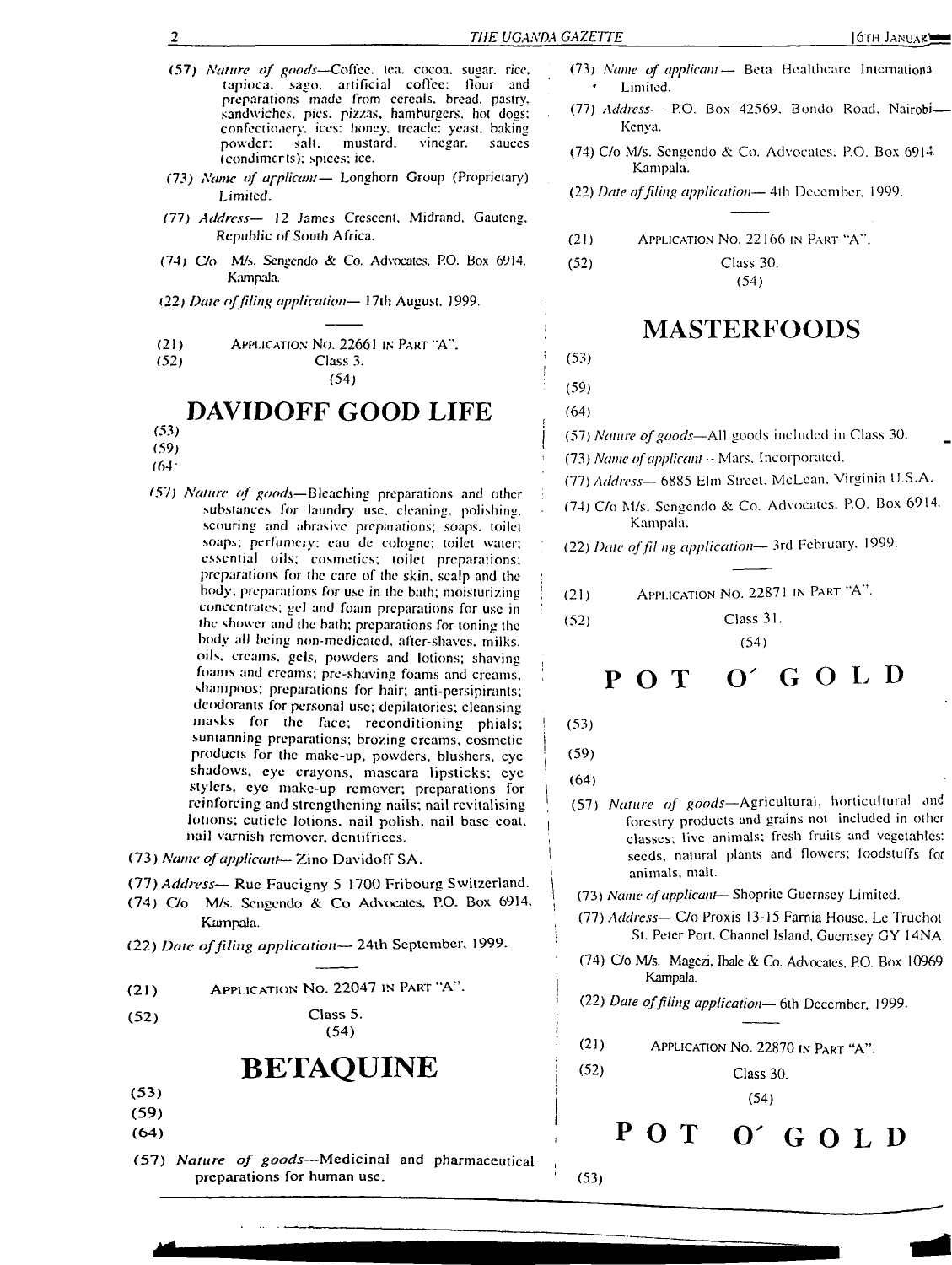(57) *Nature of goods*—Coffee, tea, cocoa, sugar, rice, tapioca, sago, artificial coffee; flour and preparations made from cereals, bread, pastry, sandwiches, pies, pizzas, hamburgers, hot dogs; confectionery, ices; honey, treacle; yeast, baking powder; salt, mustard, vinegar, sauces (condiments); spices; ice.

(73) *Name of applicant*— Longhorn Group (Proprietary) Limited.

(77) *Address*— 12 James Crescent, Midrand, Gauteng, Republic of South Africa.

(74) C/o M/s. Sengendo & Co. Advocates, P.O. Box 6914, Kampala.

(22) *Date of filing application*— 17th August, 1999.

---

(21) APPLICATION NO. 22661 IN PART "A".

(52) Class 3.

(54)

# DAVIDOFF GOOD LIFE

(53)

(59)

(64)

(57) *Nature of goods*—Bleaching preparations and other substances for laundry use, cleaning, polishing, scouring and abrasive preparations; soaps, toilet soaps; perfumery; eau de cologne; toilet water; essential oils; cosmetics; toilet preparations; preparations for the care of the skin, scalp and the body; preparations for use in the bath; moisturizing concentrates; gel and foam preparations for use in the shower and the bath; preparations for toning the body all being non-medicated, after-shaves, milks, oils, creams, gels, powders and lotions; shaving foams and creams; pre-shaving foams and creams, shampoos; preparations for hair; anti-persipirants; deodorants for personal use; depilatories; cleansing masks for the face; reconditioning phials; suntanning preparations; brozing creams, cosmetic products for the make-up, powders, blushers, eye shadows, eye crayons, mascara lipsticks; eye stylers, eye make-up remover; preparations for reinforcing and strengthening nails; nail revitalising lotions; cuticle lotions, nail polish, nail base coat, nail varnish remover, dentifrices.

(73) *Name of applicant*— Zino Davidoff SA.

(77) *Address*— Rue Faucigny 5 1700 Fribourg Switzerland.

(74) C/o M/s. Sengendo & Co Advocates, P.O. Box 6914, Kampala.

(22) *Date of filing application*— 24th September, 1999.

---

(21) APPLICATION NO. 22047 IN PART "A".

(52) Class 5.

(54)

# BETAQUINE

(53)

(59)

(64)

(57) *Nature of goods*—Medicinal and pharmaceutical preparations for human use.

(73) *Name of applicant*— Beta Healthcare International Limited.

(77) *Address*— P.O. Box 42569, Bondo Road, Nairobi—Kenya.

(74) C/o M/s. Sengendo & Co. Advocates, P.O. Box 6914 Kampala.

(22) *Date of filing application*— 4th December, 1999.

---

(21) APPLICATION NO. 22166 IN PART "A".

(52) Class 30.

(54)

# MASTERFOODS

(53)

(59)

(64)

(57) *Nature of goods*—All goods included in Class 30.

(73) *Name of applicant*— Mars, Incorporated.

(77) *Address*— 6885 Elm Street, McLean, Virginia U.S.A.

(74) C/o M/s. Sengendo & Co. Advocates, P.O. Box 6914, Kampala.

(22) *Date of fil ng application*— 3rd February, 1999.

---

(21) APPLICATION NO. 22871 IN PART "A".

(52) Class 31.

(54)

# P O T O′ G O L D

(53)

(59)

(64)

(57) *Nature of goods*—Agricultural, horticultural and forestry products and grains not included in other classes; live animals; fresh fruits and vegetables; seeds, natural plants and flowers; foodstuffs for animals, malt.

(73) *Name of applicant*— Shoprite Guernsey Limited.

(77) *Address*— C/o Proxis 13-15 Farnia House, Le Truchot St. Peter Port, Channel Island, Guernsey GY 14NA

(74) C/o M/s. Magezi, Ibale & Co. Advocates, P.O. Box 10969 Kampala.

(22) *Date of filing application*— 6th December, 1999.

---

(21) APPLICATION NO. 22870 IN PART "A".

(52) Class 30.

(54)

# P O T O′ G O L D

(53)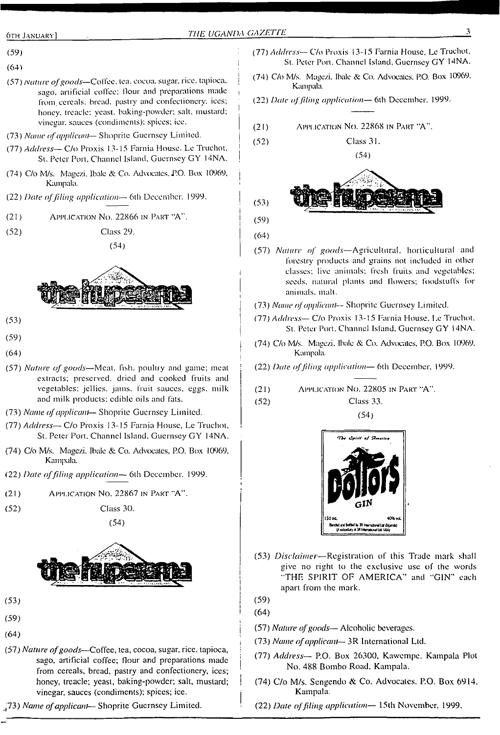(59)

(64)

(57) *Nature of goods*—Coffee, tea, cocoa, sugar, rice, tapioca, sago, artificial coffee; flour and preparations made from cereals, bread, pastry and confectionery, ices; honey, treacle; yeast, baking-powder; salt, mustard; vinegar, sauces (condiments); spices; ice.

(73) *Name of applicant*— Shoprite Guernsey Limited.

(77) *Address*— C/o Proxis 13-15 Farnia House, Le Truchot, St. Peter Port, Channel Island, Guernsey GY 14NA.

(74) C/o M/s. Magezi, Ibale & Co. Advocates, P.O. Box 10969, Kampala.

(22) *Date of filing application*— 6th December, 1999.

---

(21) APPLICATION NO. 22866 IN PART "A".

(52) Class 29.

(54)

(53)

(59)

(64)

(57) *Nature of goods*—Meat, fish, poultry and game; meat extracts; preserved, dried and cooked fruits and vegetables; jellies, jams, fruit sauces, eggs, milk and milk products; edible oils and fats.

(73) *Name of applicant*— Shoprite Guernsey Limited.

(77) *Address*— C/o Proxis 13-15 Farnia House, Le Truchot, St. Peter Port, Channel Island, Guernsey GY 14NA.

(74) C/o M/s. Magezi, Ibale & Co. Advocates, P.O. Box 10969, Kampala.

(22) *Date of filing application*— 6th December, 1999.

---

(21) APPLICATION NO. 22867 IN PART "A".

(52) Class 30.

(54)

(53)

(59)

(64)

(57) *Nature of goods*—Coffee, tea, cocoa, sugar, rice, tapioca, sago, artificial coffee; flour and preparations made from cereals, bread, pastry and confectionery, ices; honey, treacle; yeast, baking-powder; salt, mustard; vinegar, sauces (condiments); spices; ice.

(73) *Name of applicant*— Shoprite Guernsey Limited.

(77) *Address*— C/o Proxis 13-15 Farnia House, Le Truchot, St. Peter Port, Channel Island, Guernsey GY 14NA.

(74) C/o M/s. Magezi, Ibale & Co. Advocates, P.O. Box 10969, Kampala.

(22) *Date of filing application*— 6th December, 1999.

---

(21) APPLICATION NO. 22868 IN PART "A".

(52) Class 31.

(54)

(53)

(59)

(64)

(57) *Nature of goods*—Agricultural, horticultural and forestry products and grains not included in other classes; live animals; fresh fruits and vegetables; seeds, natural plants and flowers; foodstuffs for animals, malt.

(73) *Name of applicant*— Shoprite Guernsey Limited.

(77) *Address*— C/o Proxis 13-15 Farnia House, Le Truchot, St. Peter Port, Channel Island, Guernsey GY 14NA.

(74) C/o M/s. Magezi, Ibale & Co. Advocates, P.O. Box 10969, Kampala.

(22) *Date of filing application*— 6th December, 1999.

---

(21) APPLICATION NO. 22805 IN PART "A".

(52) Class 33.

(54)

(53) *Disclaimer*—Registration of this Trade mark shall give no right to the exclusive use of the words "THE SPIRIT OF AMERICA" and "GIN" each apart from the mark.

(59)

(64)

(57) *Nature of goods*— Alcoholic beverages.

(73) *Name of applicant*— 3R International Ltd.

(77) *Address*— P.O. Box 26300, Kawempe, Kampala Plot No. 488 Bombo Road, Kampala.

(74) C/o M/s. Sengendo & Co. Advocates, P.O. Box 6914, Kampala.

(22) *Date of filing application*— 15th November, 1999.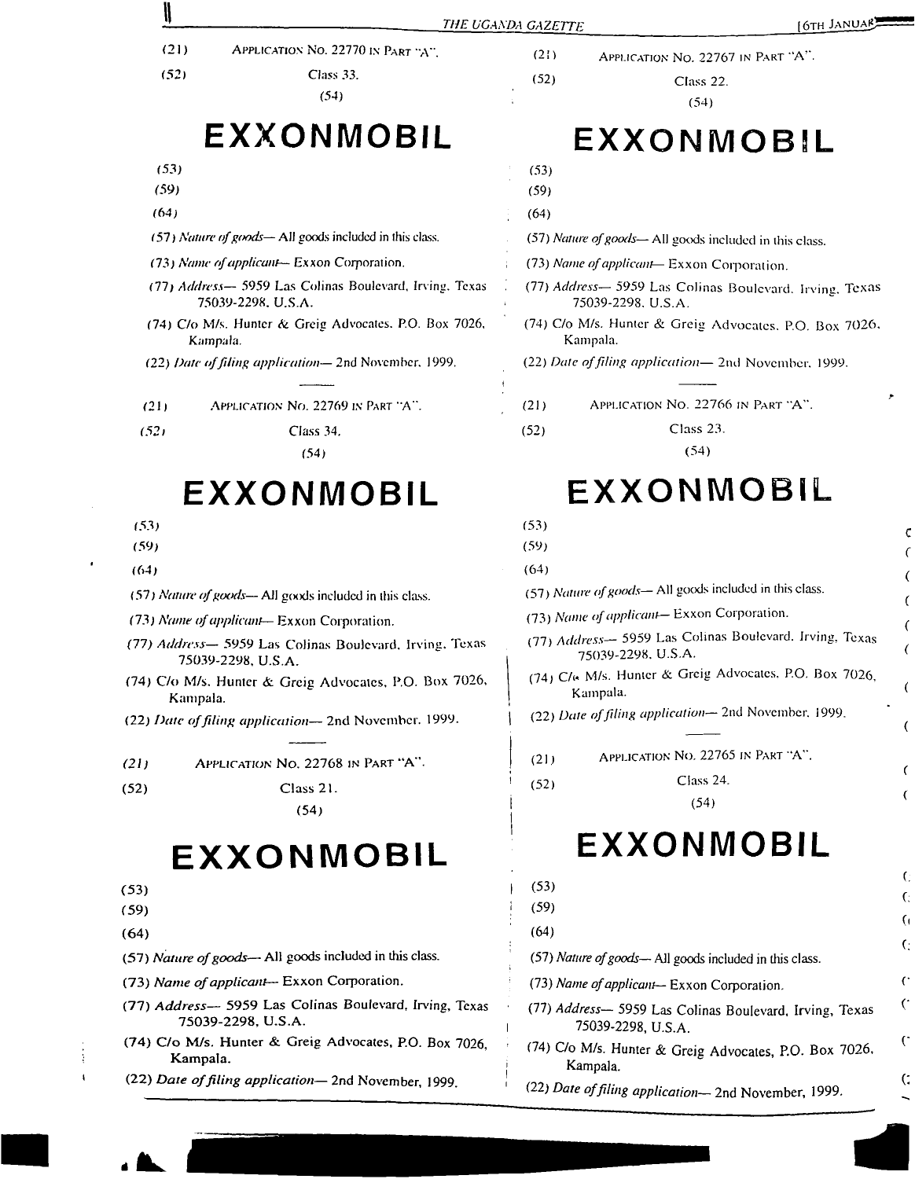(21) APPLICATION No. 22770 IN PART "A".

(52) Class 33.

(54)

# EXXONMOBIL

(53)

(59)

(64)

(57) *Nature of goods*— All goods included in this class.

(73) *Name of applicant*— Exxon Corporation.

(77) *Address*— 5959 Las Colinas Boulevard, Irving, Texas 75039-2298, U.S.A.

(74) C/o M/s. Hunter & Greig Advocates, P.O. Box 7026, Kampala.

(22) *Date of filing application*— 2nd November, 1999.

---

(21) APPLICATION No. 22769 IN PART "A".

(52) Class 34.

(54)

# EXXONMOBIL

(53)

(59)

(64)

(57) *Nature of goods*— All goods included in this class.

(73) *Name of applicant*— Exxon Corporation.

(77) *Address*— 5959 Las Colinas Boulevard, Irving, Texas 75039-2298, U.S.A.

(74) C/o M/s. Hunter & Greig Advocates, P.O. Box 7026, Kampala.

(22) *Date of filing application*— 2nd November, 1999.

---

(21) APPLICATION No. 22768 IN PART "A".

(52) Class 21.

(54)

# EXXONMOBIL

(53)

(59)

(64)

(57) *Nature of goods*— All goods included in this class.

(73) *Name of applicant*— Exxon Corporation.

(77) *Address*— 5959 Las Colinas Boulevard, Irving, Texas 75039-2298, U.S.A.

(74) C/o M/s. Hunter & Greig Advocates, P.O. Box 7026, Kampala.

(22) *Date of filing application*— 2nd November, 1999.

---

(21) APPLICATION No. 22767 IN PART "A".

(52) Class 22.

(54)

# EXXONMOBIL

(53)

(59)

(64)

(57) *Nature of goods*— All goods included in this class.

(73) *Name of applicant*— Exxon Corporation.

(77) *Address*— 5959 Las Colinas Boulevard, Irving, Texas 75039-2298, U.S.A.

(74) C/o M/s. Hunter & Greig Advocates, P.O. Box 7026, Kampala.

(22) *Date of filing application*— 2nd November, 1999.

---

(21) APPLICATION No. 22766 IN PART "A".

(52) Class 23.

(54)

# EXXONMOBIL

(53)

(59)

(64)

(57) *Nature of goods*— All goods included in this class.

(73) *Name of applicant*— Exxon Corporation.

(77) *Address*— 5959 Las Colinas Boulevard, Irving, Texas 75039-2298, U.S.A.

(74) C/o M/s. Hunter & Greig Advocates, P.O. Box 7026, Kampala.

(22) *Date of filing application*— 2nd November, 1999.

---

(21) APPLICATION No. 22765 IN PART "A".

(52) Class 24.

(54)

# EXXONMOBIL

(53)

(59)

(64)

(57) *Nature of goods*— All goods included in this class.

(73) *Name of applicant*— Exxon Corporation.

(77) *Address*— 5959 Las Colinas Boulevard, Irving, Texas 75039-2298, U.S.A.

(74) C/o M/s. Hunter & Greig Advocates, P.O. Box 7026, Kampala.

(22) *Date of filing application*— 2nd November, 1999.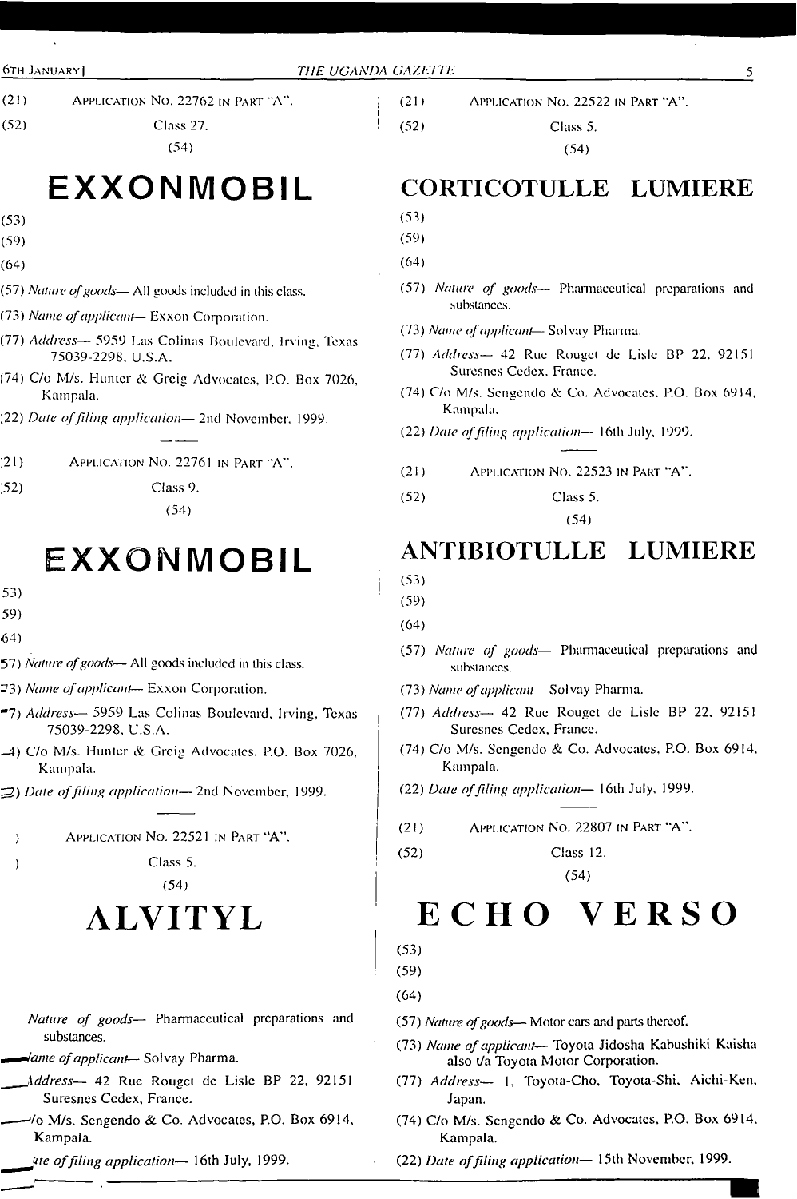(21) APPLICATION NO. 22762 IN PART "A".

(52) Class 27.

(54)

# EXXONMOBIL

(53)

(59)

(64)

(57) *Nature of goods*— All goods included in this class.

(73) *Name of applicant*— Exxon Corporation.

(77) *Address*— 5959 Las Colinas Boulevard, Irving, Texas 75039-2298, U.S.A.

(74) C/o M/s. Hunter & Greig Advocates, P.O. Box 7026, Kampala.

(22) *Date of filing application*— 2nd November, 1999.

---

(21) APPLICATION NO. 22761 IN PART "A".

(52) Class 9.

(54)

# EXXONMOBIL

(53)

(59)

(64)

(57) *Nature of goods*— All goods included in this class.

(73) *Name of applicant*— Exxon Corporation.

(77) *Address*— 5959 Las Colinas Boulevard, Irving, Texas 75039-2298, U.S.A.

(74) C/o M/s. Hunter & Greig Advocates, P.O. Box 7026, Kampala.

(22) *Date of filing application*— 2nd November, 1999.

---

(21) APPLICATION NO. 22521 IN PART "A".

(52) Class 5.

(54)

# ALVITYL

(57) *Nature of goods*— Pharmaceutical preparations and substances.

(73) *Name of applicant*— Solvay Pharma.

(77) *Address*— 42 Rue Rouget de Lisle BP 22, 92151 Suresnes Cedex, France.

(74) C/o M/s. Sengendo & Co. Advocates, P.O. Box 6914, Kampala.

(22) *Date of filing application*— 16th July, 1999.

---

(21) APPLICATION NO. 22522 IN PART "A".

(52) Class 5.

(54)

# CORTICOTULLE LUMIERE

(53)

(59)

(64)

(57) *Nature of goods*— Pharmaceutical preparations and substances.

(73) *Name of applicant*— Solvay Pharma.

(77) *Address*— 42 Rue Rouget de Lisle BP 22, 92151 Suresnes Cedex, France.

(74) C/o M/s. Sengendo & Co. Advocates, P.O. Box 6914, Kampala.

(22) *Date of filing application*— 16th July, 1999.

---

(21) APPLICATION NO. 22523 IN PART "A".

(52) Class 5.

(54)

# ANTIBIOTULLE LUMIERE

(53)

(59)

(64)

(57) *Nature of goods*— Pharmaceutical preparations and substances.

(73) *Name of applicant*— Solvay Pharma.

(77) *Address*— 42 Rue Rouget de Lisle BP 22, 92151 Suresnes Cedex, France.

(74) C/o M/s. Sengendo & Co. Advocates, P.O. Box 6914, Kampala.

(22) *Date of filing application*— 16th July, 1999.

---

(21) APPLICATION NO. 22807 IN PART "A".

(52) Class 12.

(54)

# ECHO VERSO

(53)

(59)

(64)

(57) *Nature of goods*— Motor cars and parts thereof.

(73) *Name of applicant*— Toyota Jidosha Kabushiki Kaisha also t/a Toyota Motor Corporation.

(77) *Address*— 1, Toyota-Cho, Toyota-Shi, Aichi-Ken, Japan.

(74) C/o M/s. Sengendo & Co. Advocates, P.O. Box 6914, Kampala.

(22) *Date of filing application*— 15th November, 1999.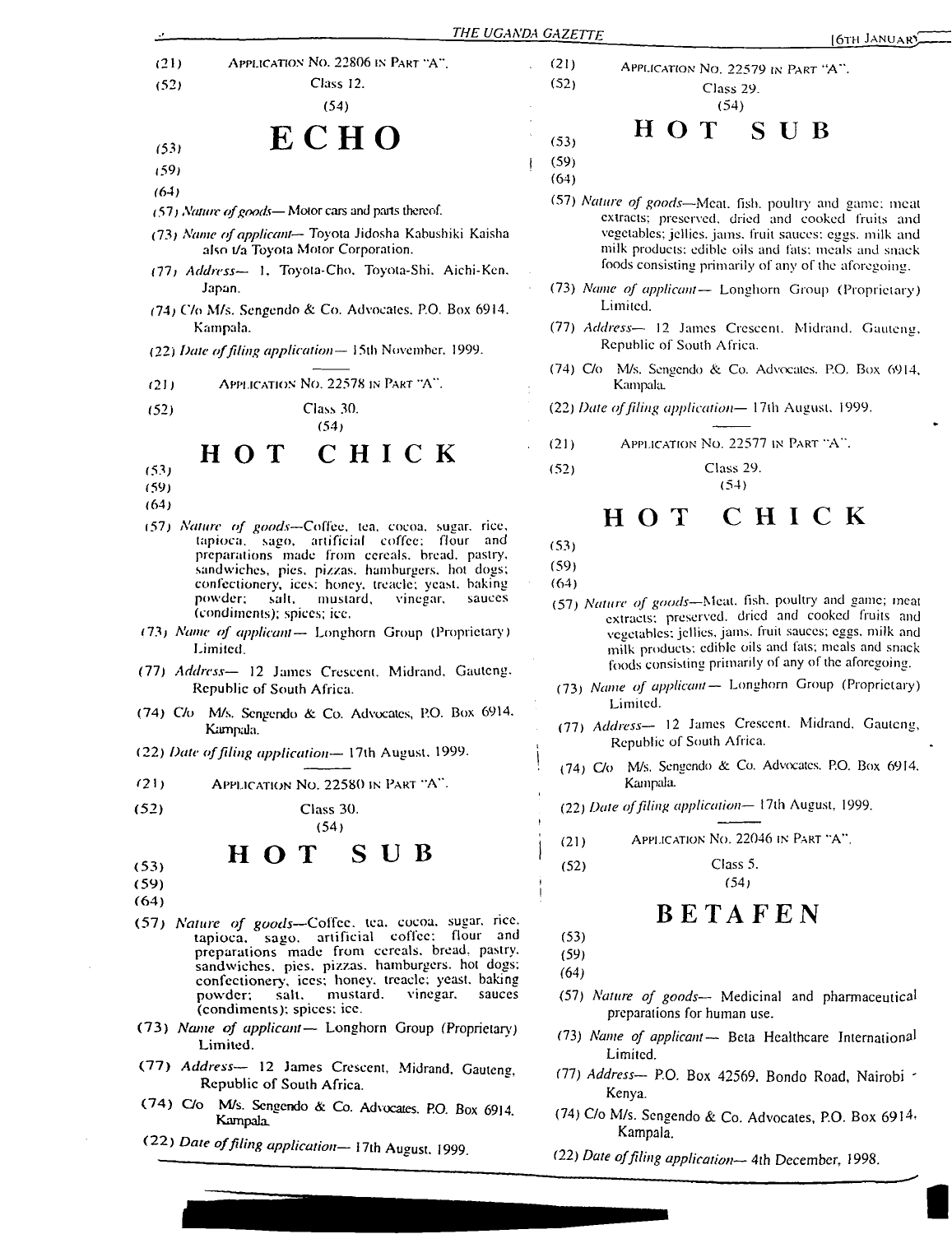(21) APPLICATION No. 22806 IN PART "A".

(52) Class 12.

(54)

## ECHO

(53)

(59)

(64)

(57) *Nature of goods*— Motor cars and parts thereof.

(73) *Name of applicant*— Toyota Jidosha Kabushiki Kaisha also t/a Toyota Motor Corporation.

(77) *Address*— 1, Toyota-Cho, Toyota-Shi, Aichi-Ken, Japan.

(74) C/o M/s. Sengendo & Co. Advocates, P.O. Box 6914, Kampala.

(22) *Date of filing application*— 15th November, 1999.

---

(21) APPLICATION No. 22578 IN PART "A".

(52) Class 30.

(54)

## HOT CHICK

(53)

(59)

(64)

(57) *Nature of goods*—Coffee, tea, cocoa, sugar, rice, tapioca, sago, artificial coffee; flour and preparations made from cereals, bread, pastry, sandwiches, pies, pizzas, hamburgers, hot dogs; confectionery, ices; honey, treacle; yeast, baking powder; salt, mustard, vinegar, sauces (condiments); spices; ice.

(73) *Name of applicant*— Longhorn Group (Proprietary) Limited.

(77) *Address*— 12 James Crescent, Midrand, Gauteng, Republic of South Africa.

(74) C/o M/s. Sengendo & Co. Advocates, P.O. Box 6914, Kampala.

(22) *Date of filing application*— 17th August, 1999.

---

(21) APPLICATION No. 22580 IN PART "A".

(52) Class 30.

(54)

## HOT SUB

(53)

(59)

(64)

(57) *Nature of goods*—Coffee, tea, cocoa, sugar, rice, tapioca, sago, artificial coffee; flour and preparations made from cereals, bread, pastry, sandwiches, pies, pizzas, hamburgers, hot dogs; confectionery, ices; honey, treacle; yeast, baking powder; salt, mustard, vinegar, sauces (condiments); spices; ice.

(73) *Name of applicant*— Longhorn Group (Proprietary) Limited.

(77) *Address*— 12 James Crescent, Midrand, Gauteng, Republic of South Africa.

(74) C/o M/s. Sengendo & Co. Advocates, P.O. Box 6914, Kampala.

(22) *Date of filing application*— 17th August, 1999.

---

(21) APPLICATION No. 22579 IN PART "A".

(52) Class 29.

(54)

## HOT SUB

(53)

(59)

(64)

(57) *Nature of goods*—Meat, fish, poultry and game; meat extracts; preserved, dried and cooked fruits and vegetables; jellies, jams, fruit sauces; eggs, milk and milk products; edible oils and fats; meals and snack foods consisting primarily of any of the aforegoing.

(73) *Name of applicant*— Longhorn Group (Proprietary) Limited.

(77) *Address*— 12 James Crescent, Midrand, Gauteng, Republic of South Africa.

(74) C/o M/s. Sengendo & Co. Advocates, P.O. Box 6914, Kampala.

(22) *Date of filing application*— 17th August, 1999.

---

(21) APPLICATION No. 22577 IN PART "A".

(52) Class 29.

(54)

## HOT CHICK

(53)

(59)

(64)

(57) *Nature of goods*—Meat, fish, poultry and game; meat extracts; preserved, dried and cooked fruits and vegetables; jellies, jams, fruit sauces; eggs, milk and milk products; edible oils and fats; meals and snack foods consisting primarily of any of the aforegoing.

(73) *Name of applicant*— Longhorn Group (Proprietary) Limited.

(77) *Address*— 12 James Crescent, Midrand, Gauteng, Republic of South Africa.

(74) C/o M/s. Sengendo & Co. Advocates, P.O. Box 6914, Kampala.

(22) *Date of filing application*— 17th August, 1999.

---

(21) APPLICATION No. 22046 IN PART "A".

(52) Class 5.

(54)

## BETAFEN

(53)

(59)

(64)

(57) *Nature of goods*— Medicinal and pharmaceutical preparations for human use.

(73) *Name of applicant*— Beta Healthcare International Limited.

(77) *Address*— P.O. Box 42569, Bondo Road, Nairobi - Kenya.

(74) C/o M/s. Sengendo & Co. Advocates, P.O. Box 6914, Kampala.

(22) *Date of filing application*— 4th December, 1998.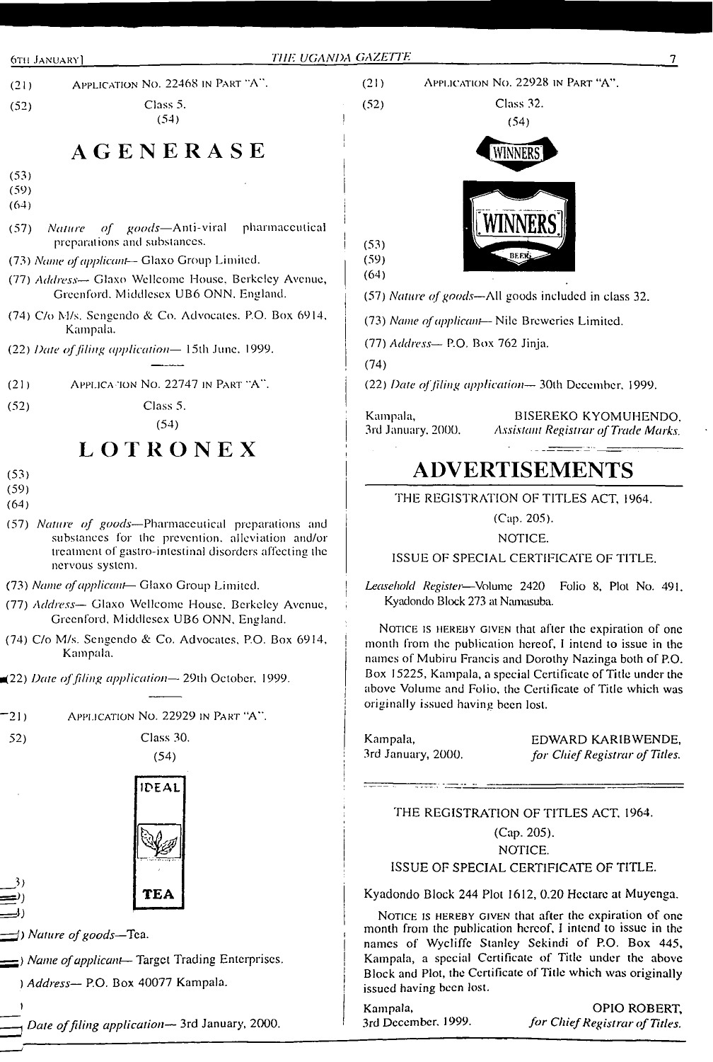(21) APPLICATION NO. 22468 IN PART "A".

(52) Class 5.

(54)

## AGENERASE

(53)

(59)

(64)

(57) *Nature of goods*—Anti-viral pharmaceutical preparations and substances.

(73) *Name of applicant*— Glaxo Group Limited.

(77) *Address*— Glaxo Wellcome House, Berkeley Avenue, Greenford, Middlesex UB6 ONN, England.

(74) C/o M/s. Sengendo & Co. Advocates, P.O. Box 6914, Kampala.

(22) *Date of filing application*— 15th June, 1999.

---

(21) APPLICATION NO. 22747 IN PART "A".

(52) Class 5.

(54)

## LOTRONEX

(53)

(59)

(64)

(57) *Nature of goods*—Pharmaceutical preparations and substances for the prevention, alleviation and/or treatment of gastro-intestinal disorders affecting the nervous system.

(73) *Name of applicant*— Glaxo Group Limited.

(77) *Address*— Glaxo Wellcome House, Berkeley Avenue, Greenford, Middlesex UB6 ONN, England.

(74) C/o M/s. Sengendo & Co. Advocates, P.O. Box 6914, Kampala.

(22) *Date of filing application*— 29th October, 1999.

---

(21) APPLICATION NO. 22929 IN PART "A".

(52) Class 30.

(54)

IDEAL

TEA

(53)

(59)

(64)

(57) *Nature of goods*—Tea.

(73) *Name of applicant*— Target Trading Enterprises.

(77) *Address*— P.O. Box 40077 Kampala.

(74)

(22) *Date of filing application*— 3rd January, 2000.

---

(21) APPLICATION NO. 22928 IN PART "A".

(52) Class 32.

(54)

WINNERS

WINNERS

BEER

(53)

(59)

(64)

(57) *Nature of goods*—All goods included in class 32.

(73) *Name of applicant*— Nile Breweries Limited.

(77) *Address*— P.O. Box 762 Jinja.

(74)

(22) *Date of filing application*— 30th December, 1999.

Kampala,
3rd January, 2000.

BISEREKO KYOMUHENDO,
*Assistant Registrar of Trade Marks.*

---

# ADVERTISEMENTS

THE REGISTRATION OF TITLES ACT, 1964.

(Cap. 205).

NOTICE.

ISSUE OF SPECIAL CERTIFICATE OF TITLE.

*Leasehold Register*—Volume 2420 Folio 8, Plot No. 491, Kyadondo Block 273 at Namasuba.

NOTICE IS HEREBY GIVEN that after the expiration of one month from the publication hereof, I intend to issue in the names of Mubiru Francis and Dorothy Nazinga both of P.O. Box 15225, Kampala, a special Certificate of Title under the above Volume and Folio, the Certificate of Title which was originally issued having been lost.

Kampala,
3rd January, 2000.

EDWARD KARIBWENDE,
*for Chief Registrar of Titles.*

---

THE REGISTRATION OF TITLES ACT, 1964.

(Cap. 205).

NOTICE.

ISSUE OF SPECIAL CERTIFICATE OF TITLE.

Kyadondo Block 244 Plot 1612, 0.20 Hectare at Muyenga.

NOTICE IS HEREBY GIVEN that after the expiration of one month from the publication hereof, I intend to issue in the names of Wycliffe Stanley Sekindi of P.O. Box 445, Kampala, a special Certificate of Title under the above Block and Plot, the Certificate of Title which was originally issued having been lost.

Kampala,
3rd December, 1999.

OPIO ROBERT,
*for Chief Registrar of Titles.*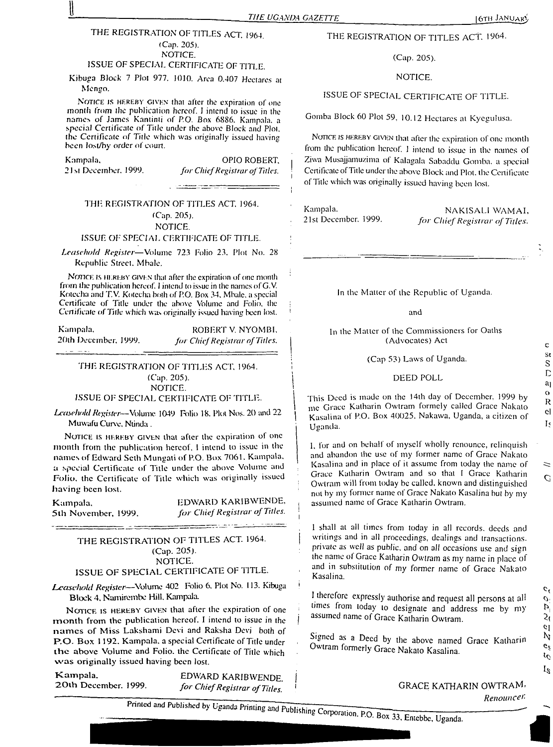THE REGISTRATION OF TITLES ACT, 1964.

(Cap. 205).

NOTICE.

ISSUE OF SPECIAL CERTIFICATE OF TITLE.

Kibuga Block 7 Plot 977, 1010. Area 0.407 Hectares at Mengo.

NOTICE IS HEREBY GIVEN that after the expiration of one month from the publication hereof, I intend to issue in the names of James Kantinti of P.O. Box 6886, Kampala, a special Certificate of Title under the above Block and Plot, the Certificate of Title which was originally issued having been lost/by order of court.

Kampala, 21st December, 1999.

OPIO ROBERT, *for Chief Registrar of Titles.*

---

THE REGISTRATION OF TITLES ACT, 1964.

(Cap. 205).

NOTICE.

ISSUE OF SPECIAL CERTIFICATE OF TITLE.

*Leasehold Register*—Volume 723 Folio 23, Plot No. 28 Republic Street, Mbale.

NOTICE IS HEREBY GIVEN that after the expiration of one month from the publication hereof, I intend to issue in the names of G.V. Kotecha and T.V. Kotecha both of P.O. Box 34, Mbale, a special Certificate of Title under the above Volume and Folio, the Certificate of Title which was originally issued having been lost.

Kampala, 20th December, 1999.

ROBERT V. NYOMBI, *for Chief Registrar of Titles.*

---

THE REGISTRATION OF TITLES ACT, 1964.

(Cap. 205).

NOTICE.

ISSUE OF SPECIAL CERTIFICATE OF TITLE.

*Leasehold Register*—Volume 1049 Folio 18, Plot Nos. 20 and 22 Muwafu Curve, Ntinda.

NOTICE IS HEREBY GIVEN that after the expiration of one month from the publication hereof, I intend to issue in the names of Edward Seth Mungati of P.O. Box 7061, Kampala, a special Certificate of Title under the above Volume and Folio, the Certificate of Title which was originally issued having been lost.

Kampala, 5th November, 1999.

EDWARD KARIBWENDE, *for Chief Registrar of Titles.*

---

THE REGISTRATION OF TITLES ACT, 1964.

(Cap. 205).

NOTICE.

ISSUE OF SPECIAL CERTIFICATE OF TITLE.

*Leasehold Register*—Volume 402 Folio 6, Plot No. 113, Kibuga Block 4, Namirembe Hill, Kampala.

NOTICE IS HEREBY GIVEN that after the expiration of one month from the publication hereof, I intend to issue in the names of Miss Lakshami Devi and Raksha Devi both of P.O. Box 1192, Kampala, a special Certificate of Title under the above Volume and Folio, the Certificate of Title which was originally issued having been lost.

Kampala, 20th December, 1999.

EDWARD KARIBWENDE, *for Chief Registrar of Titles.*

---

THE REGISTRATION OF TITLES ACT, 1964.

(Cap. 205).

NOTICE.

ISSUE OF SPECIAL CERTIFICATE OF TITLE.

Gomba Block 60 Plot 59, 10.12 Hectares at Kyegulusa.

NOTICE IS HEREBY GIVEN that after the expiration of one month from the publication hereof, I intend to issue in the names of Ziwa Musajjamuzima of Kalagala Sabaddu Gomba, a special Certificate of Title under the above Block and Plot, the Certificate of Title which was originally issued having been lost.

Kampala, 21st December, 1999.

NAKISALI WAMAI, *for Chief Registrar of Titles.*

---

In the Matter of the Republic of Uganda.

and

In the Matter of the Commissioners for Oaths (Advocates) Act

(Cap 53) Laws of Uganda.

DEED POLL

This Deed is made on the 14th day of December, 1999 by me Grace Katharin Owtram formely called Grace Nakato Kasalina of P.O. Box 40025, Nakawa, Uganda, a citizen of Uganda.

I, for and on behalf of myself wholly renounce, relinquish and abandon the use of my former name of Grace Nakato Kasalina and in place of it assume from today the name of Grace Katharin Owtram and so that I Grace Katharin Owtram will from today be called, known and distinguished not by my former name of Grace Nakato Kasalina but by my assumed name of Grace Katharin Owtram.

I shall at all times from today in all records, deeds and writings and in all proceedings, dealings and transactions, private as well as public, and on all occasions use and sign the name of Grace Katharin Owtram as my name in place of and in substitution of my former name of Grace Nakato Kasalina.

I therefore expressly authorise and request all persons at all times from today to designate and address me by my assumed name of Grace Katharin Owtram.

Signed as a Deed by the above named Grace Katharin Owtram formerly Grace Nakato Kasalina.

GRACE KATHARIN OWTRAM, *Renouncer.*

Printed and Published by Uganda Printing and Publishing Corporation, P.O. Box 33, Entebbe, Uganda.